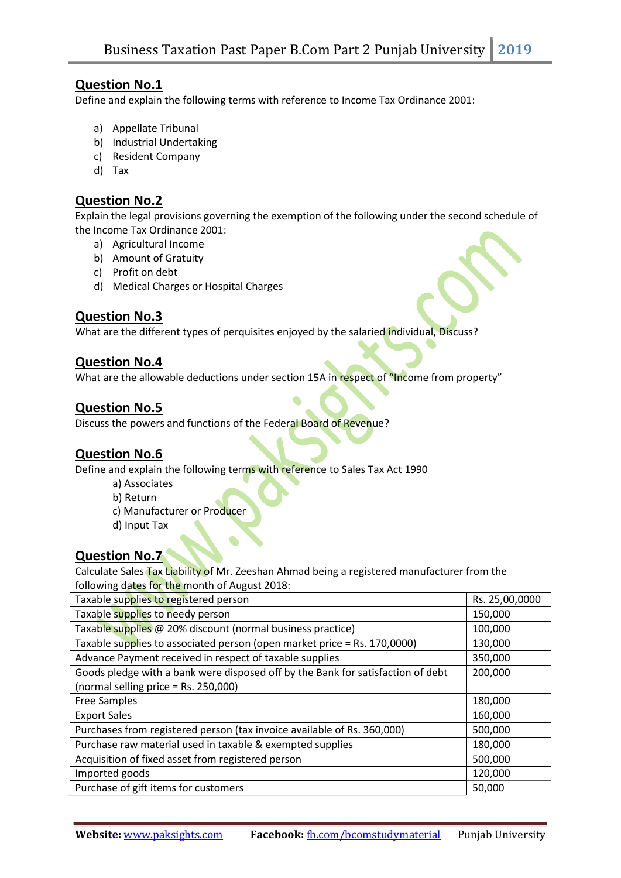## Question No.1

Define and explain the following terms with reference to Income Tax Ordinance 2001:

a) Appellate Tribunal
b) Industrial Undertaking
c) Resident Company
d) Tax

## Question No.2

Explain the legal provisions governing the exemption of the following under the second schedule of the Income Tax Ordinance 2001:

a) Agricultural Income
b) Amount of Gratuity
c) Profit on debt
d) Medical Charges or Hospital Charges

## Question No.3

What are the different types of perquisites enjoyed by the salaried individual, Discuss?

## Question No.4

What are the allowable deductions under section 15A in respect of "Income from property"

## Question No.5

Discuss the powers and functions of the Federal Board of Revenue?

## Question No.6

Define and explain the following terms with reference to Sales Tax Act 1990

a) Associates
b) Return
c) Manufacturer or Producer
d) Input Tax

## Question No.7

Calculate Sales Tax Liability of Mr. Zeeshan Ahmad being a registered manufacturer from the following dates for the month of August 2018:

| | |
|---|---|
| Taxable supplies to registered person | Rs. 25,00,0000 |
| Taxable supplies to needy person | 150,000 |
| Taxable supplies @ 20% discount (normal business practice) | 100,000 |
| Taxable supplies to associated person (open market price = Rs. 170,0000) | 130,000 |
| Advance Payment received in respect of taxable supplies | 350,000 |
| Goods pledge with a bank were disposed off by the Bank for satisfaction of debt (normal selling price = Rs. 250,000) | 200,000 |
| Free Samples | 180,000 |
| Export Sales | 160,000 |
| Purchases from registered person (tax invoice available of Rs. 360,000) | 500,000 |
| Purchase raw material used in taxable & exempted supplies | 180,000 |
| Acquisition of fixed asset from registered person | 500,000 |
| Imported goods | 120,000 |
| Purchase of gift items for customers | 50,000 |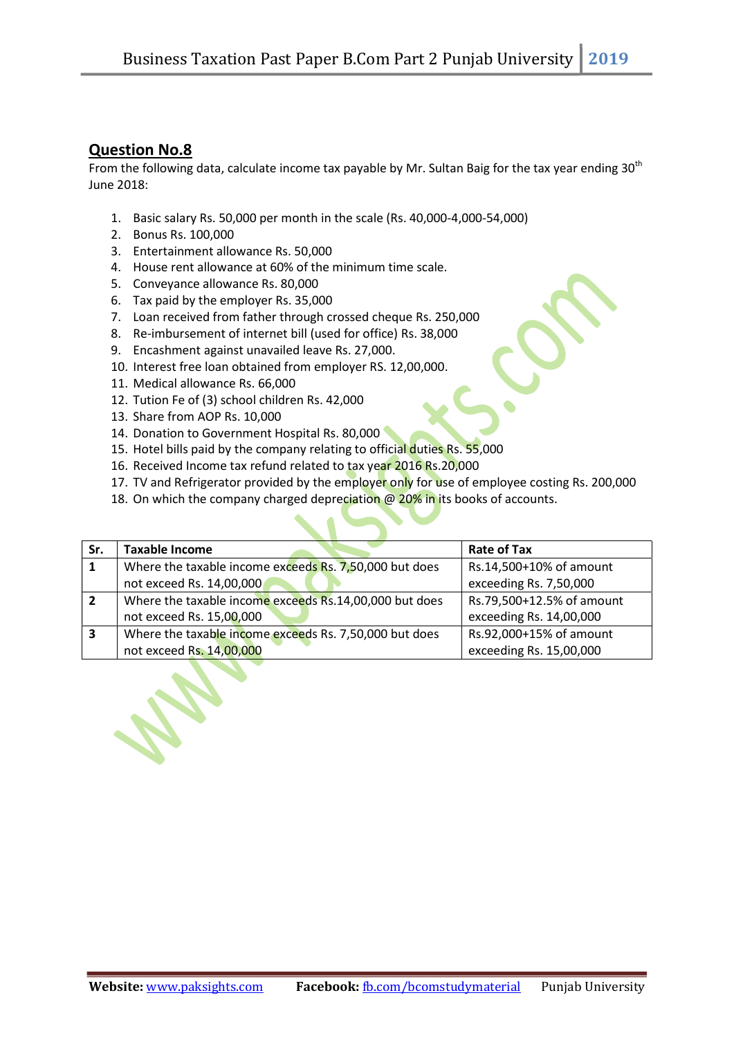## Question No.8

From the following data, calculate income tax payable by Mr. Sultan Baig for the tax year ending 30th June 2018:

1. Basic salary Rs. 50,000 per month in the scale (Rs. 40,000-4,000-54,000)
2. Bonus Rs. 100,000
3. Entertainment allowance Rs. 50,000
4. House rent allowance at 60% of the minimum time scale.
5. Conveyance allowance Rs. 80,000
6. Tax paid by the employer Rs. 35,000
7. Loan received from father through crossed cheque Rs. 250,000
8. Re-imbursement of internet bill (used for office) Rs. 38,000
9. Encashment against unavailed leave Rs. 27,000.
10. Interest free loan obtained from employer RS. 12,00,000.
11. Medical allowance Rs. 66,000
12. Tution Fe of (3) school children Rs. 42,000
13. Share from AOP Rs. 10,000
14. Donation to Government Hospital Rs. 80,000
15. Hotel bills paid by the company relating to official duties Rs. 55,000
16. Received Income tax refund related to tax year 2016 Rs.20,000
17. TV and Refrigerator provided by the employer only for use of employee costing Rs. 200,000
18. On which the company charged depreciation @ 20% in its books of accounts.

| Sr. | Taxable Income | Rate of Tax |
|---|---|---|
| 1 | Where the taxable income exceeds Rs. 7,50,000 but does not exceed Rs. 14,00,000 | Rs.14,500+10% of amount exceeding Rs. 7,50,000 |
| 2 | Where the taxable income exceeds Rs.14,00,000 but does not exceed Rs. 15,00,000 | Rs.79,500+12.5% of amount exceeding Rs. 14,00,000 |
| 3 | Where the taxable income exceeds Rs. 7,50,000 but does not exceed Rs. 14,00,000 | Rs.92,000+15% of amount exceeding Rs. 15,00,000 |